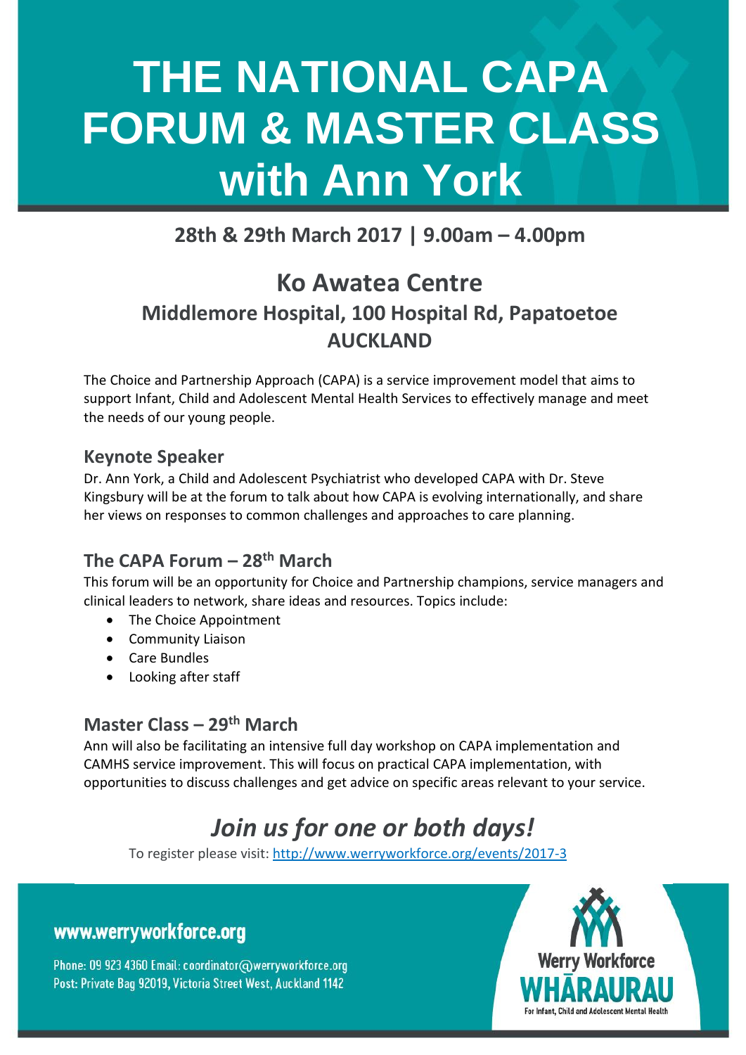# THE NATIONAL CAPA FORUM & MASTER CLASS with Ann York

**28th & 29th March 2017 | 9.00am – 4.00pm**

## Ko Awatea Centre

### Middlemore Hospital, 100 Hospital Rd, Papatoetoe AUCKLAND

The Choice and Partnership Approach (CAPA) is a service improvement model that aims to support Infant, Child and Adolescent Mental Health Services to effectively manage and meet the needs of our young people.

### Keynote Speaker

Dr. Ann York, a Child and Adolescent Psychiatrist who developed CAPA with Dr. Steve Kingsbury will be at the forum to talk about how CAPA is evolving internationally, and share her views on responses to common challenges and approaches to care planning.

### The CAPA Forum – 28th March

This forum will be an opportunity for Choice and Partnership champions, service managers and clinical leaders to network, share ideas and resources. Topics include:

- The Choice Appointment
- Community Liaison
- Care Bundles
- Looking after staff

### Master Class – 29th March

Ann will also be facilitating an intensive full day workshop on CAPA implementation and CAMHS service improvement. This will focus on practical CAPA implementation, with opportunities to discuss challenges and get advice on specific areas relevant to your service.

## *Join us for one or both days!*

To register please visit: http://www.werryworkforce.org/events/2017-3

**www.werryworkforce.org**

Phone: 09 923 4360 Email: coordinator@werryworkforce.org
Post: Private Bag 92019, Victoria Street West, Auckland 1142

Werry Workforce WHĀRAURAU
For Infant, Child and Adolescent Mental Health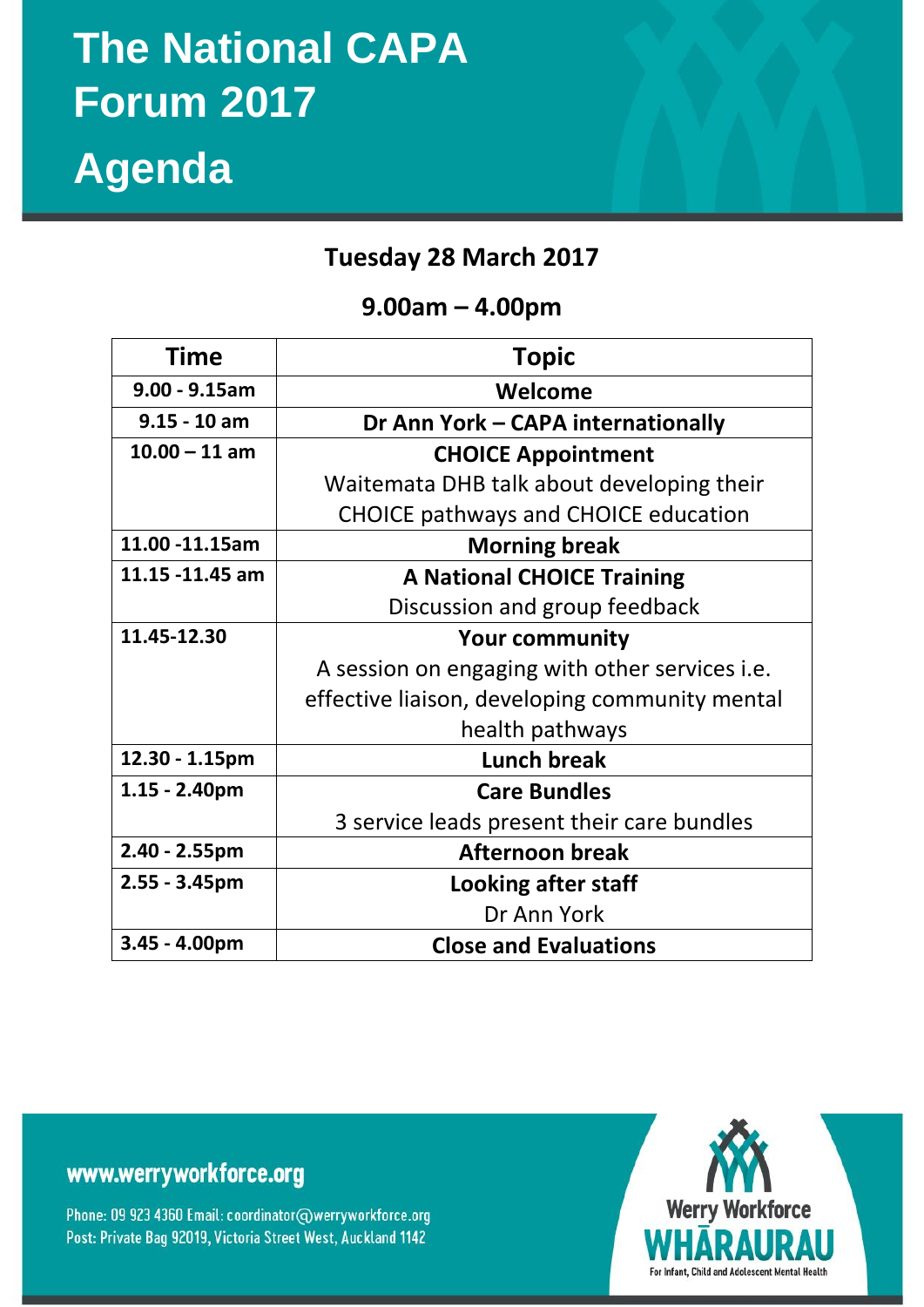# The National CAPA Forum 2017

# Agenda

**Tuesday 28 March 2017**

**9.00am – 4.00pm**

| Time | Topic |
|---|---|
| 9.00 - 9.15am | **Welcome** |
| 9.15 - 10 am | **Dr Ann York – CAPA internationally** |
| 10.00 – 11 am | **CHOICE Appointment**<br>Waitemata DHB talk about developing their CHOICE pathways and CHOICE education |
| 11.00 -11.15am | **Morning break** |
| 11.15 -11.45 am | **A National CHOICE Training**<br>Discussion and group feedback |
| 11.45-12.30 | **Your community**<br>A session on engaging with other services i.e. effective liaison, developing community mental health pathways |
| 12.30 - 1.15pm | **Lunch break** |
| 1.15 - 2.40pm | **Care Bundles**<br>3 service leads present their care bundles |
| 2.40 - 2.55pm | **Afternoon break** |
| 2.55 - 3.45pm | **Looking after staff**<br>Dr Ann York |
| 3.45 - 4.00pm | **Close and Evaluations** |

www.werryworkforce.org

Phone: 09 923 4360 Email: coordinator@werryworkforce.org
Post: Private Bag 92019, Victoria Street West, Auckland 1142

Werry Workforce WHĀRAURAU
For Infant, Child and Adolescent Mental Health